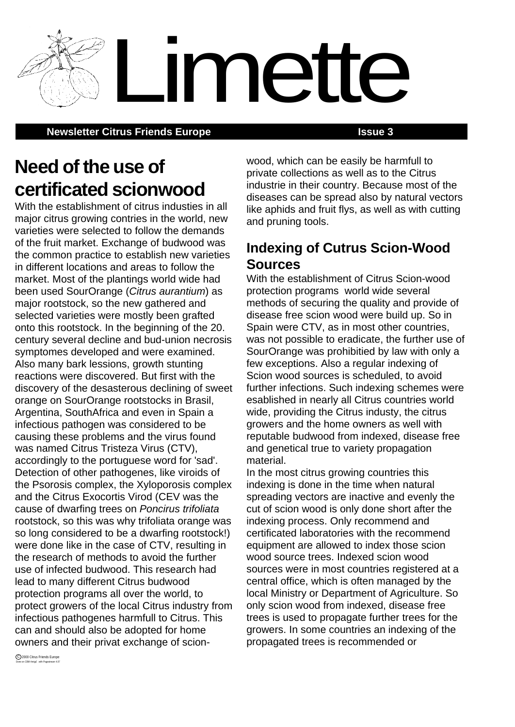# Limette

**Newsletter Citrus Friends Europe** **Issue 3**

## Need of the use of certificated scionwood

With the establishment of citrus industies in all major citrus growing contries in the world, new varieties were selected to follow the demands of the fruit market. Exchange of budwood was the common practice to establish new varieties in different locations and areas to follow the market. Most of the plantings world wide had been used SourOrange (*Citrus aurantium*) as major rootstock, so the new gathered and selected varieties were mostly been grafted onto this rootstock. In the beginning of the 20. century several decline and bud-union necrosis symptomes developed and were examined. Also many bark lessions, growth stunting reactions were discovered. But first with the discovery of the desasterous declining of sweet orange on SourOrange rootstocks in Brasil, Argentina, SouthAfrica and even in Spain a infectious pathogen was considered to be causing these problems and the virus found was named Citrus Tristeza Virus (CTV), accordingly to the portuguese word for 'sad'. Detection of other pathogenes, like viroids of the Psorosis complex, the Xyloporosis complex and the Citrus Exocortis Virod (CEV was the cause of dwarfing trees on *Poncirus trifoliata* rootstock, so this was why trifoliata orange was so long considered to be a dwarfing rootstock!) were done like in the case of CTV, resulting in the research of methods to avoid the further use of infected budwood. This research had lead to many different Citrus budwood protection programs all over the world, to protect growers of the local Citrus industry from infectious pathogenes harmfull to Citrus. This can and should also be adopted for home owners and their privat exchange of scion-wood, which can be easily be harmfull to private collections as well as to the Citrus industrie in their country. Because most of the diseases can be spread also by natural vectors like aphids and fruit flys, as well as with cutting and pruning tools.

### Indexing of Cutrus Scion-Wood Sources

With the establishment of Citrus Scion-wood protection programs world wide several methods of securing the quality and provide of disease free scion wood were build up. So in Spain were CTV, as in most other countries, was not possible to eradicate, the further use of SourOrange was prohibitied by law with only a few exceptions. Also a regular indexing of Scion wood sources is scheduled, to avoid further infections. Such indexing schemes were esablished in nearly all Citrus countries world wide, providing the Citrus industy, the citrus growers and the home owners as well with reputable budwood from indexed, disease free and genetical true to variety propagation material.

In the most citrus growing countries this indexing is done in the time when natural spreading vectors are inactive and evenly the cut of scion wood is only done short after the indexing process. Only recommend and certificated laboratories with the recommend equipment are allowed to index those scion wood source trees. Indexed scion wood sources were in most countries registered at a central office, which is often managed by the local Ministry or Department of Agriculture. So only scion wood from indexed, disease free trees is used to propagate further trees for the growers. In some countries an indexing of the propagated trees is recommended or

©2000 Citrus Friends Europe
Done on CBM Amiga with Pagestream 4.07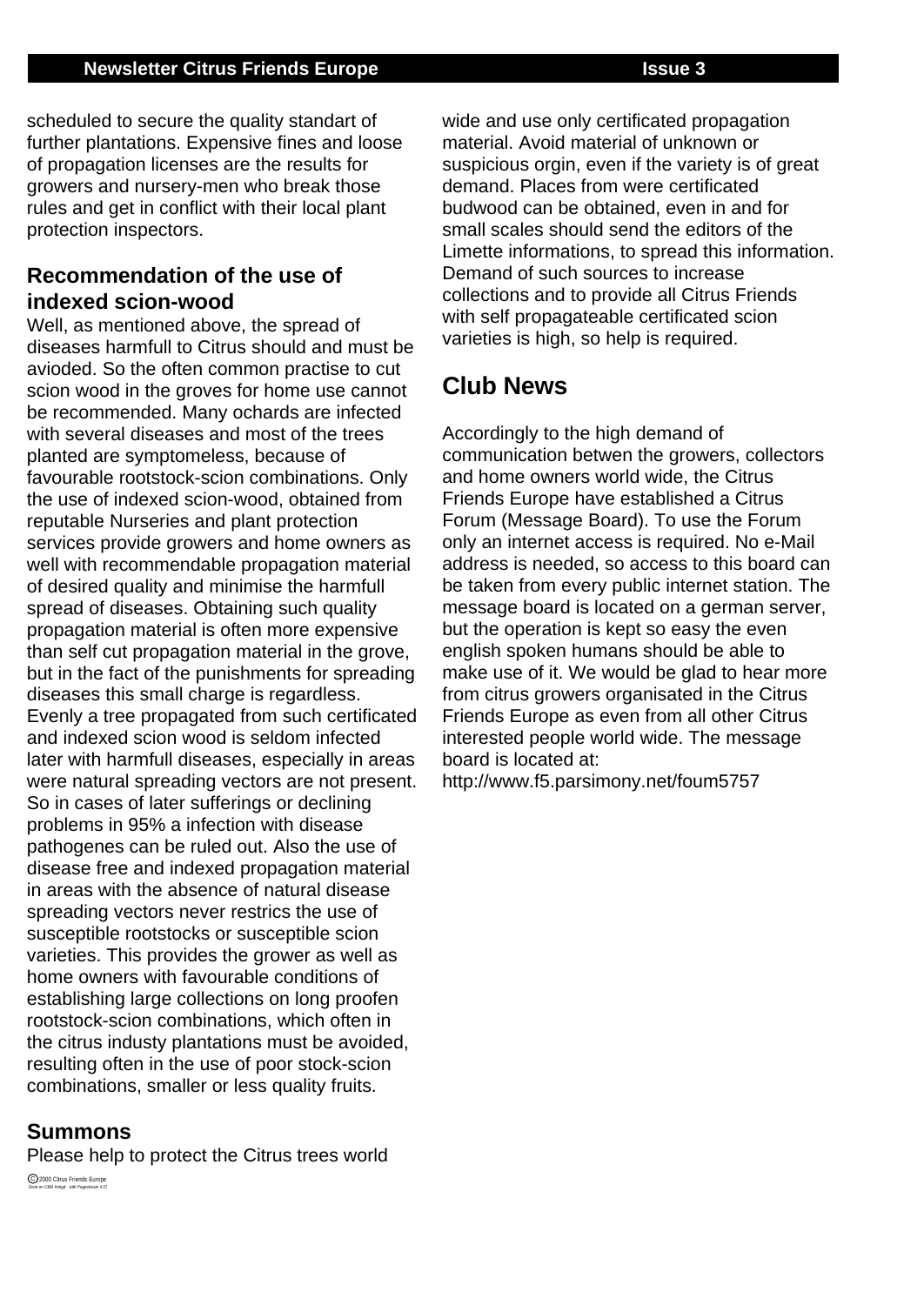scheduled to secure the quality standart of further plantations. Expensive fines and loose of propagation licenses are the results for growers and nursery-men who break those rules and get in conflict with their local plant protection inspectors.

### Recommendation of the use of indexed scion-wood

Well, as mentioned above, the spread of diseases harmfull to Citrus should and must be avioded. So the often common practise to cut scion wood in the groves for home use cannot be recommended. Many ochards are infected with several diseases and most of the trees planted are symptomeless, because of favourable rootstock-scion combinations. Only the use of indexed scion-wood, obtained from reputable Nurseries and plant protection services provide growers and home owners as well with recommendable propagation material of desired quality and minimise the harmfull spread of diseases. Obtaining such quality propagation material is often more expensive than self cut propagation material in the grove, but in the fact of the punishments for spreading diseases this small charge is regardless. Evenly a tree propagated from such certificated and indexed scion wood is seldom infected later with harmfull diseases, especially in areas were natural spreading vectors are not present. So in cases of later sufferings or declining problems in 95% a infection with disease pathogenes can be ruled out. Also the use of disease free and indexed propagation material in areas with the absence of natural disease spreading vectors never restrics the use of susceptible rootstocks or susceptible scion varieties. This provides the grower as well as home owners with favourable conditions of establishing large collections on long proofen rootstock-scion combinations, which often in the citrus industy plantations must be avoided, resulting often in the use of poor stock-scion combinations, smaller or less quality fruits.

### Summons

Please help to protect the Citrus trees world wide and use only certificated propagation material. Avoid material of unknown or suspicious orgin, even if the variety is of great demand. Places from were certificated budwood can be obtained, even in and for small scales should send the editors of the Limette informations, to spread this information. Demand of such sources to increase collections and to provide all Citrus Friends with self propagateable certificated scion varieties is high, so help is required.

## Club News

Accordingly to the high demand of communication betwen the growers, collectors and home owners world wide, the Citrus Friends Europe have established a Citrus Forum (Message Board). To use the Forum only an internet access is required. No e-Mail address is needed, so access to this board can be taken from every public internet station. The message board is located on a german server, but the operation is kept so easy the even english spoken humans should be able to make use of it. We would be glad to hear more from citrus growers organised in the Citrus Friends Europe as even from all other Citrus interested people world wide. The message board is located at:
http://www.f5.parsimony.net/foum5757

©2000 Citrus Friends Europe
Done on CBM Amiga with Pagestream 4.07